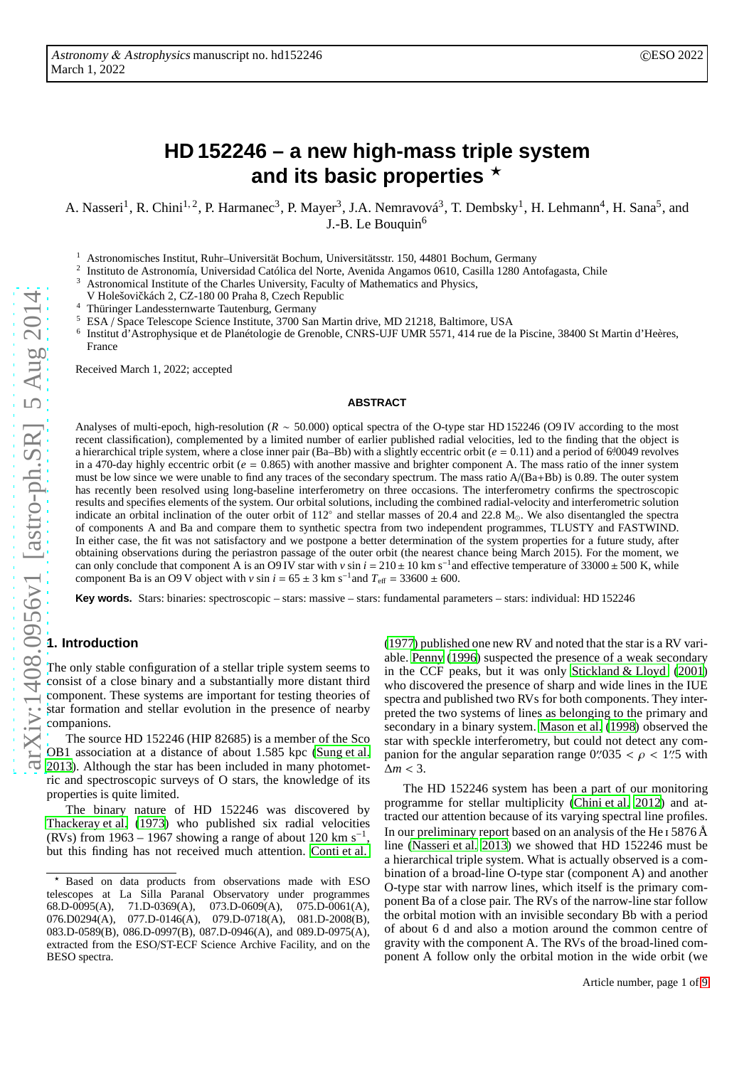# HD 152246 – a new high-mass triple system and its basic properties ⋆

A. Nasseri[1], R. Chini[1,2], P. Harmanec[3], P. Mayer[3], J.A. Nemravová[3], T. Dembsky[1], H. Lehmann[4], H. Sana[5], and J.-B. Le Bouquin[6]

[1] Astronomisches Institut, Ruhr–Universität Bochum, Universitätsstr. 150, 44801 Bochum, Germany
[2] Instituto de Astronomía, Universidad Católica del Norte, Avenida Angamos 0610, Casilla 1280 Antofagasta, Chile
[3] Astronomical Institute of the Charles University, Faculty of Mathematics and Physics, V Holešovičkách 2, CZ-180 00 Praha 8, Czech Republic
[4] Thüringer Landessternwarte Tautenburg, Germany
[5] ESA / Space Telescope Science Institute, 3700 San Martin drive, MD 21218, Baltimore, USA
[6] Institut d'Astrophysique et de Planétologie de Grenoble, CNRS-UJF UMR 5571, 414 rue de la Piscine, 38400 St Martin d'Heères, France

Received March 1, 2022; accepted

## ABSTRACT

Analyses of multi-epoch, high-resolution ($R \sim 50.000$) optical spectra of the O-type star HD 152246 (O9 IV according to the most recent classification), complemented by a limited number of earlier published radial velocities, led to the finding that the object is a hierarchical triple system, where a close inner pair (Ba–Bb) with a slightly eccentric orbit ($e = 0.11$) and a period of 6ᵈ0049 revolves in a 470-day highly eccentric orbit ($e = 0.865$) with another massive and brighter component A. The mass ratio of the inner system must be low since we were unable to find any traces of the secondary spectrum. The mass ratio A/(Ba+Bb) is 0.89. The outer system has recently been resolved using long-baseline interferometry on three occasions. The interferometry confirms the spectroscopic results and specifies elements of the system. Our orbital solutions, including the combined radial-velocity and interferometric solution indicate an orbital inclination of the outer orbit of 112° and stellar masses of 20.4 and 22.8 $M_{\odot}$. We also disentangled the spectra of components A and Ba and compare them to synthetic spectra from two independent programmes, TLUSTY and FASTWIND. In either case, the fit was not satisfactory and we postpone a better determination of the system properties for a future study, after obtaining observations during the periastron passage of the outer orbit (the nearest chance being March 2015). For the moment, we can only conclude that component A is an O9 IV star with $v \sin i = 210 \pm 10$ km s$^{-1}$ and effective temperature of $33000 \pm 500$ K, while component Ba is an O9 V object with $v \sin i = 65 \pm 3$ km s$^{-1}$ and $T_{\rm eff} = 33600 \pm 600$.

**Key words.** Stars: binaries: spectroscopic – stars: massive – stars: fundamental parameters – stars: individual: HD 152246

## 1. Introduction

The only stable configuration of a stellar triple system seems to consist of a close binary and a substantially more distant third component. These systems are important for testing theories of star formation and stellar evolution in the presence of nearby companions.

The source HD 152246 (HIP 82685) is a member of the Sco OB1 association at a distance of about 1.585 kpc (Sung et al. 2013). Although the star has been included in many photometric and spectroscopic surveys of O stars, the knowledge of its properties is quite limited.

The binary nature of HD 152246 was discovered by Thackeray et al. (1973) who published six radial velocities (RVs) from 1963 – 1967 showing a range of about 120 km s$^{-1}$, but this finding has not received much attention. Conti et al. (1977) published one new RV and noted that the star is a RV variable. Penny (1996) suspected the presence of a weak secondary in the CCF peaks, but it was only Stickland & Lloyd (2001) who discovered the presence of sharp and wide lines in the IUE spectra and published two RVs for both components. They interpreted the two systems of lines as belonging to the primary and secondary in a binary system. Mason et al. (1998) observed the star with speckle interferometry, but could not detect any companion for the angular separation range $0''035 < \rho < 1''5$ with $\Delta m < 3$.

The HD 152246 system has been a part of our monitoring programme for stellar multiplicity (Chini et al. 2012) and attracted our attention because of its varying spectral line profiles. In our preliminary report based on an analysis of the He I 5876 Å line (Nasseri et al. 2013) we showed that HD 152246 must be a hierarchical triple system. What is actually observed is a combination of a broad-line O-type star (component A) and another O-type star with narrow lines, which itself is the primary component Ba of a close pair. The RVs of the narrow-line star follow the orbital motion with an invisible secondary Bb with a period of about 6 d and also a motion around the common centre of gravity with the component A. The RVs of the broad-lined component A follow only the orbital motion in the wide orbit (we

⋆ Based on data products from observations made with ESO telescopes at La Silla Paranal Observatory under programmes 68.D-0095(A), 71.D-0369(A), 073.D-0609(A), 075.D-0061(A), 076.D0294(A), 077.D-0146(A), 079.D-0718(A), 081.D-2008(B), 083.D-0589(B), 086.D-0997(B), 087.D-0946(A), and 089.D-0975(A), extracted from the ESO/ST-ECF Science Archive Facility, and on the BESO spectra.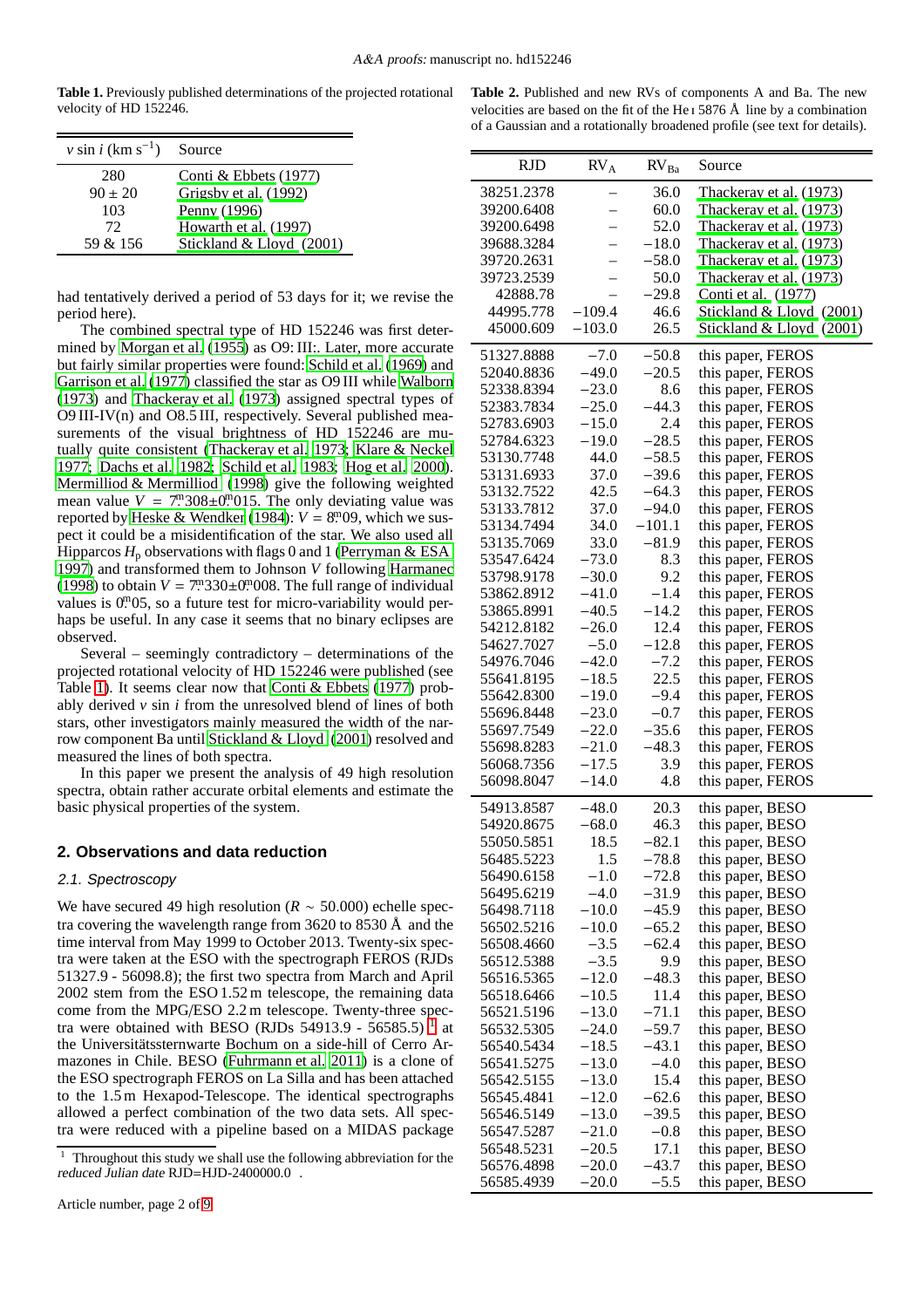**Table 1.** Previously published determinations of the projected rotational velocity of HD 152246.

| $v \sin i$ (km s$^{-1}$) | Source |
|---|---|
| 280 | Conti & Ebbets (1977) |
| 90 ± 20 | Grigsby et al. (1992) |
| 103 | Penny (1996) |
| 72 | Howarth et al. (1997) |
| 59 & 156 | Stickland & Lloyd (2001) |

had tentatively derived a period of 53 days for it; we revise the period here).

The combined spectral type of HD 152246 was first determined by Morgan et al. (1955) as O9: III:. Later, more accurate but fairly similar properties were found: Schild et al. (1969) and Garrison et al. (1977) classified the star as O9 III while Walborn (1973) and Thackeray et al. (1973) assigned spectral types of O9 III-IV(n) and O8.5 III, respectively. Several published measurements of the visual brightness of HD 152246 are mutually quite consistent (Thackeray et al. 1973; Klare & Neckel 1977; Dachs et al. 1982; Schild et al. 1983; Hog et al. 2000). Mermilliod & Mermilliod (1998) give the following weighted mean value $V = 7\overset{m}{.}308 \pm 0\overset{m}{.}015$. The only deviating value was reported by Heske & Wendker (1984): $V = 8\overset{m}{.}09$, which we suspect it could be a misidentification of the star. We also used all Hipparcos $H_p$ observations with flags 0 and 1 (Perryman & ESA 1997) and transformed them to Johnson $V$ following Harmanec (1998) to obtain $V = 7\overset{m}{.}330 \pm 0\overset{m}{.}008$. The full range of individual values is $0\overset{m}{.}05$, so a future test for micro-variability would perhaps be useful. In any case it seems that no binary eclipses are observed.

Several – seemingly contradictory – determinations of the projected rotational velocity of HD 152246 were published (see Table 1). It seems clear now that Conti & Ebbets (1977) probably derived $v \sin i$ from the unresolved blend of lines of both stars, other investigators mainly measured the width of the narrow component Ba until Stickland & Lloyd (2001) resolved and measured the lines of both spectra.

In this paper we present the analysis of 49 high resolution spectra, obtain rather accurate orbital elements and estimate the basic physical properties of the system.

## 2. Observations and data reduction

### 2.1. Spectroscopy

We have secured 49 high resolution ($R \sim 50.000$) echelle spectra covering the wavelength range from 3620 to 8530 Å and the time interval from May 1999 to October 2013. Twenty-six spectra were taken at the ESO with the spectrograph FEROS (RJDs 51327.9 - 56098.8); the first two spectra from March and April 2002 stem from the ESO 1.52 m telescope, the remaining data come from the MPG/ESO 2.2 m telescope. Twenty-three spectra were obtained with BESO (RJDs 54913.9 - 56585.5) [1] at the Universitätssternwarte Bochum on a side-hill of Cerro Armazones in Chile. BESO (Fuhrmann et al. 2011) is a clone of the ESO spectrograph FEROS from La Silla and has been attached to the 1.5 m Hexapod-Telescope. The identical spectrographs allowed a perfect combination of the two data sets. All spectra were reduced with a pipeline based on a MIDAS package

[1] Throughout this study we shall use the following abbreviation for the *reduced Julian date* RJD=HJD-2400000.0 .

**Table 2.** Published and new RVs of components A and Ba. The new velocities are based on the fit of the He I 5876 Å line by a combination of a Gaussian and a rotationally broadened profile (see text for details).

| RJD | $RV_A$ | $RV_{Ba}$ | Source |
|---|---|---|---|
| 38251.2378 | – | 36.0 | Thackeray et al. (1973) |
| 39200.6408 | – | 60.0 | Thackeray et al. (1973) |
| 39200.6498 | – | 52.0 | Thackeray et al. (1973) |
| 39688.3284 | – | −18.0 | Thackeray et al. (1973) |
| 39720.2631 | – | −58.0 | Thackeray et al. (1973) |
| 39723.2539 | – | 50.0 | Thackeray et al. (1973) |
| 42888.78 | – | −29.8 | Conti et al. (1977) |
| 44995.778 | −109.4 | 46.6 | Stickland & Lloyd (2001) |
| 45000.609 | −103.0 | 26.5 | Stickland & Lloyd (2001) |
| 51327.8888 | −7.0 | −50.8 | this paper, FEROS |
| 52040.8836 | −49.0 | −20.5 | this paper, FEROS |
| 52338.8394 | −23.0 | 8.6 | this paper, FEROS |
| 52383.7834 | −25.0 | −44.3 | this paper, FEROS |
| 52783.6903 | −15.0 | 2.4 | this paper, FEROS |
| 52784.6323 | −19.0 | −28.5 | this paper, FEROS |
| 53130.7748 | 44.0 | −58.5 | this paper, FEROS |
| 53131.6933 | 37.0 | −39.6 | this paper, FEROS |
| 53132.7522 | 42.5 | −64.3 | this paper, FEROS |
| 53133.7812 | 37.0 | −94.0 | this paper, FEROS |
| 53134.7494 | 34.0 | −101.1 | this paper, FEROS |
| 53135.7069 | 33.0 | −81.9 | this paper, FEROS |
| 53547.6424 | −73.0 | 8.3 | this paper, FEROS |
| 53798.9178 | −30.0 | 9.2 | this paper, FEROS |
| 53862.8912 | −41.0 | −1.4 | this paper, FEROS |
| 53865.8991 | −40.5 | −14.2 | this paper, FEROS |
| 54212.8182 | −26.0 | 12.4 | this paper, FEROS |
| 54627.7027 | −5.0 | −12.8 | this paper, FEROS |
| 54976.7046 | −42.0 | −7.2 | this paper, FEROS |
| 55641.8195 | −18.5 | 22.5 | this paper, FEROS |
| 55642.8300 | −19.0 | −9.4 | this paper, FEROS |
| 55696.8448 | −23.0 | −0.7 | this paper, FEROS |
| 55697.7549 | −22.0 | −35.6 | this paper, FEROS |
| 55698.8283 | −21.0 | −48.3 | this paper, FEROS |
| 56068.7356 | −17.5 | 3.9 | this paper, FEROS |
| 56098.8047 | −14.0 | 4.8 | this paper, FEROS |
| 54913.8587 | −48.0 | 20.3 | this paper, BESO |
| 54920.8675 | −68.0 | 46.3 | this paper, BESO |
| 55050.5851 | 18.5 | −82.1 | this paper, BESO |
| 56485.5223 | 1.5 | −78.8 | this paper, BESO |
| 56490.6158 | −1.0 | −72.8 | this paper, BESO |
| 56495.6219 | −4.0 | −31.9 | this paper, BESO |
| 56498.7118 | −10.0 | −45.9 | this paper, BESO |
| 56502.5216 | −10.0 | −65.2 | this paper, BESO |
| 56508.4660 | −3.5 | −62.4 | this paper, BESO |
| 56512.5388 | −3.5 | 9.9 | this paper, BESO |
| 56516.5365 | −12.0 | −48.3 | this paper, BESO |
| 56518.6466 | −10.5 | 11.4 | this paper, BESO |
| 56521.5196 | −13.0 | −71.1 | this paper, BESO |
| 56532.5305 | −24.0 | −59.7 | this paper, BESO |
| 56540.5434 | −18.5 | −43.1 | this paper, BESO |
| 56541.5275 | −13.0 | −4.0 | this paper, BESO |
| 56542.5155 | −13.0 | 15.4 | this paper, BESO |
| 56545.4841 | −12.0 | −62.6 | this paper, BESO |
| 56546.5149 | −13.0 | −39.5 | this paper, BESO |
| 56547.5287 | −21.0 | −0.8 | this paper, BESO |
| 56548.5231 | −20.5 | 17.1 | this paper, BESO |
| 56576.4898 | −20.0 | −43.7 | this paper, BESO |
| 56585.4939 | −20.0 | −5.5 | this paper, BESO |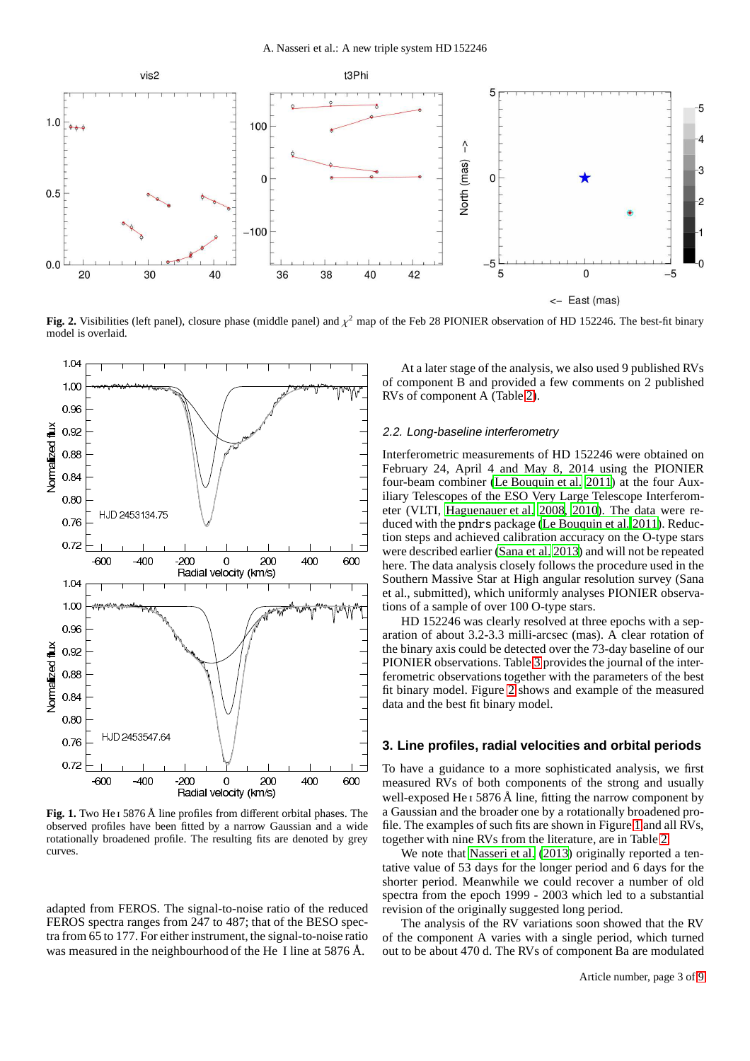Fig. 2. Visibilities (left panel), closure phase (middle panel) and $\chi^2$ map of the Feb 28 PIONIER observation of HD 152246. The best-fit binary model is overlaid.

Fig. 1. Two He I 5876 Å line profiles from different orbital phases. The observed profiles have been fitted by a narrow Gaussian and a wide rotationally broadened profile. The resulting fits are denoted by grey curves.

adapted from FEROS. The signal-to-noise ratio of the reduced FEROS spectra ranges from 247 to 487; that of the BESO spectra from 65 to 177. For either instrument, the signal-to-noise ratio was measured in the neighbourhood of the He I line at 5876 Å.

At a later stage of the analysis, we also used 9 published RVs of component B and provided a few comments on 2 published RVs of component A (Table 2).

### 2.2. Long-baseline interferometry

Interferometric measurements of HD 152246 were obtained on February 24, April 4 and May 8, 2014 using the PIONIER four-beam combiner (Le Bouquin et al. 2011) at the four Auxiliary Telescopes of the ESO Very Large Telescope Interferometer (VLTI, Haguenauer et al. 2008, 2010). The data were reduced with the pndrs package (Le Bouquin et al. 2011). Reduction steps and achieved calibration accuracy on the O-type stars were described earlier (Sana et al. 2013) and will not be repeated here. The data analysis closely follows the procedure used in the Southern Massive Star at High angular resolution survey (Sana et al., submitted), which uniformly analyses PIONIER observations of a sample of over 100 O-type stars.

HD 152246 was clearly resolved at three epochs with a separation of about 3.2-3.3 milli-arcsec (mas). A clear rotation of the binary axis could be detected over the 73-day baseline of our PIONIER observations. Table 3 provides the journal of the interferometric observations together with the parameters of the best fit binary model. Figure 2 shows and example of the measured data and the best fit binary model.

## 3. Line profiles, radial velocities and orbital periods

To have a guidance to a more sophisticated analysis, we first measured RVs of both components of the strong and usually well-exposed He I 5876 Å line, fitting the narrow component by a Gaussian and the broader one by a rotationally broadened profile. The examples of such fits are shown in Figure 1 and all RVs, together with nine RVs from the literature, are in Table 2.

We note that Nasseri et al. (2013) originally reported a tentative value of 53 days for the longer period and 6 days for the shorter period. Meanwhile we could recover a number of old spectra from the epoch 1999 - 2003 which led to a substantial revision of the originally suggested long period.

The analysis of the RV variations soon showed that the RV of the component A varies with a single period, which turned out to be about 470 d. The RVs of component Ba are modulated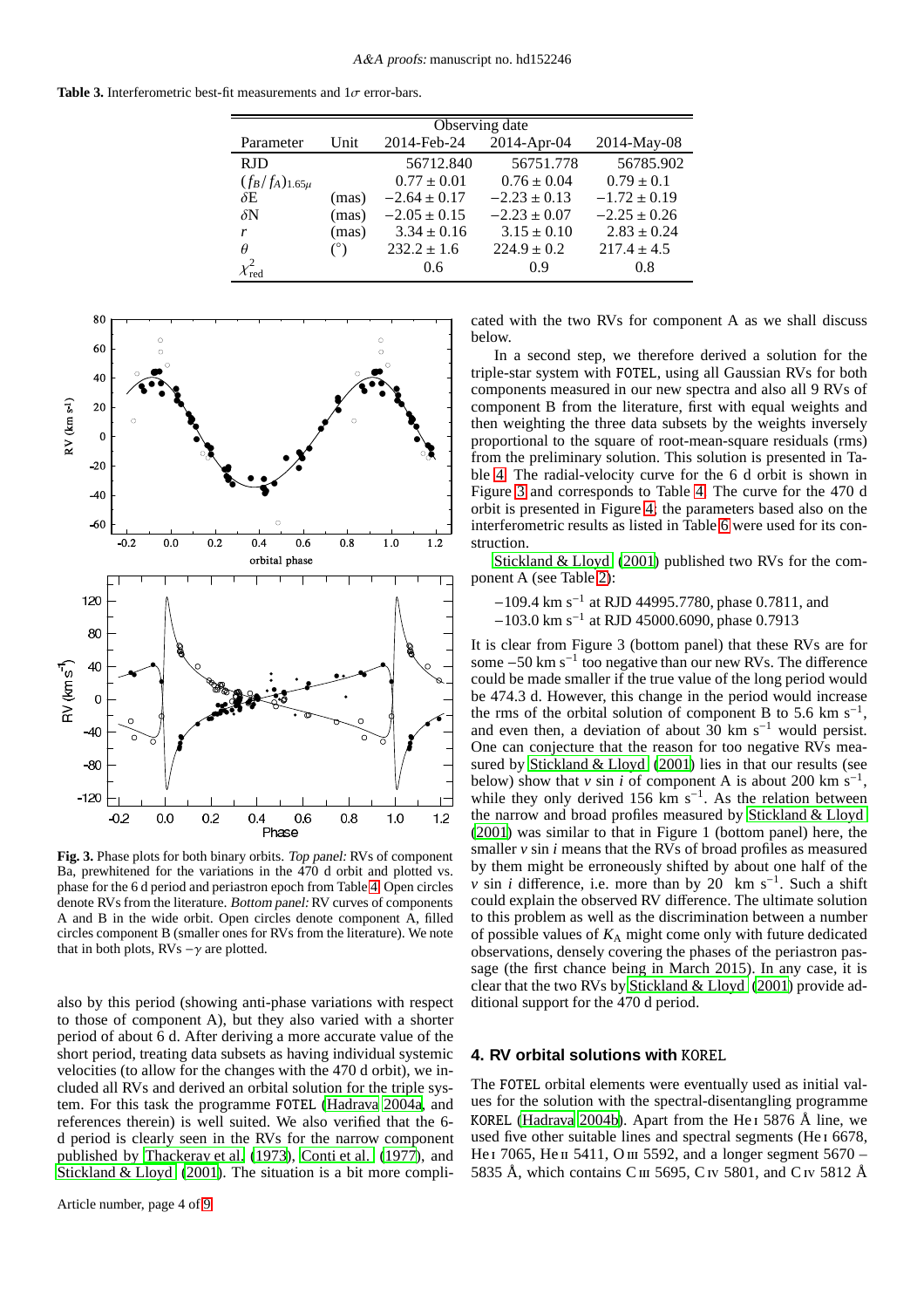**Table 3.** Interferometric best-fit measurements and $1\sigma$ error-bars.

| Parameter | Unit | Observing date | | |
|---|---|---|---|---|
| | | 2014-Feb-24 | 2014-Apr-04 | 2014-May-08 |
| RJD | | 56712.840 | 56751.778 | 56785.902 |
| $(f_B/f_A)_{1.65\mu}$ | | $0.77 \pm 0.01$ | $0.76 \pm 0.04$ | $0.79 \pm 0.1$ |
| $\delta$E | (mas) | $-2.64 \pm 0.17$ | $-2.23 \pm 0.13$ | $-1.72 \pm 0.19$ |
| $\delta$N | (mas) | $-2.05 \pm 0.15$ | $-2.23 \pm 0.07$ | $-2.25 \pm 0.26$ |
| $r$ | (mas) | $3.34 \pm 0.16$ | $3.15 \pm 0.10$ | $2.83 \pm 0.24$ |
| $\theta$ | (°) | $232.2 \pm 1.6$ | $224.9 \pm 0.2$ | $217.4 \pm 4.5$ |
| $\chi^2_{\rm red}$ | | 0.6 | 0.9 | 0.8 |

**Fig. 3.** Phase plots for both binary orbits. *Top panel:* RVs of component Ba, prewhitened for the variations in the 470 d orbit and plotted vs. phase for the 6 d period and periastron epoch from Table 4. Open circles denote RVs from the literature. *Bottom panel:* RV curves of components A and B in the wide orbit. Open circles denote component A, filled circles component B (smaller ones for RVs from the literature). We note that in both plots, RVs $-\gamma$ are plotted.

also by this period (showing anti-phase variations with respect to those of component A), but they also varied with a shorter period of about 6 d. After deriving a more accurate value of the short period, treating data subsets as having individual systemic velocities (to allow for the changes with the 470 d orbit), we included all RVs and derived an orbital solution for the triple system. For this task the programme FOTEL (Hadrava 2004a, and references therein) is well suited. We also verified that the 6-d period is clearly seen in the RVs for the narrow component published by Thackeray et al. (1973), Conti et al. (1977), and Stickland & Lloyd (2001). The situation is a bit more complicated with the two RVs for component A as we shall discuss below.

In a second step, we therefore derived a solution for the triple-star system with FOTEL, using all Gaussian RVs for both components measured in our new spectra and also all 9 RVs of component B from the literature, first with equal weights and then weighting the three data subsets by the weights inversely proportional to the square of root-mean-square residuals (rms) from the preliminary solution. This solution is presented in Table 4. The radial-velocity curve for the 6 d orbit is shown in Figure 3 and corresponds to Table 4. The curve for the 470 d orbit is presented in Figure 4; the parameters based also on the interferometric results as listed in Table 6 were used for its construction.

Stickland & Lloyd (2001) published two RVs for the component A (see Table 2):

$-109.4$ km s$^{-1}$ at RJD 44995.7780, phase 0.7811, and
$-103.0$ km s$^{-1}$ at RJD 45000.6090, phase 0.7913

It is clear from Figure 3 (bottom panel) that these RVs are for some $-50$ km s$^{-1}$ too negative than our new RVs. The difference could be made smaller if the true value of the long period would be 474.3 d. However, this change in the period would increase the rms of the orbital solution of component B to 5.6 km s$^{-1}$, and even then, a deviation of about 30 km s$^{-1}$ would persist. One can conjecture that the reason for too negative RVs measured by Stickland & Lloyd (2001) lies in that our results (see below) show that $v \sin i$ of component A is about 200 km s$^{-1}$, while they only derived 156 km s$^{-1}$. As the relation between the narrow and broad profiles measured by Stickland & Lloyd (2001) was similar to that in Figure 1 (bottom panel) here, the smaller $v \sin i$ means that the RVs of broad profiles as measured by them might be erroneously shifted by about one half of the $v \sin i$ difference, i.e. more than by 20 km s$^{-1}$. Such a shift could explain the observed RV difference. The ultimate solution to this problem as well as the discrimination between a number of possible values of $K_{\rm A}$ might come only with future dedicated observations, densely covering the phases of the periastron passage (the first chance being in March 2015). In any case, it is clear that the two RVs by Stickland & Lloyd (2001) provide additional support for the 470 d period.

## 4. RV orbital solutions with KOREL

The FOTEL orbital elements were eventually used as initial values for the solution with the spectral-disentangling programme KOREL (Hadrava 2004b). Apart from the He I 5876 Å line, we used five other suitable lines and spectral segments (He I 6678, He I 7065, He II 5411, O III 5592, and a longer segment 5670 – 5835 Å, which contains C III 5695, C IV 5801, and C IV 5812 Å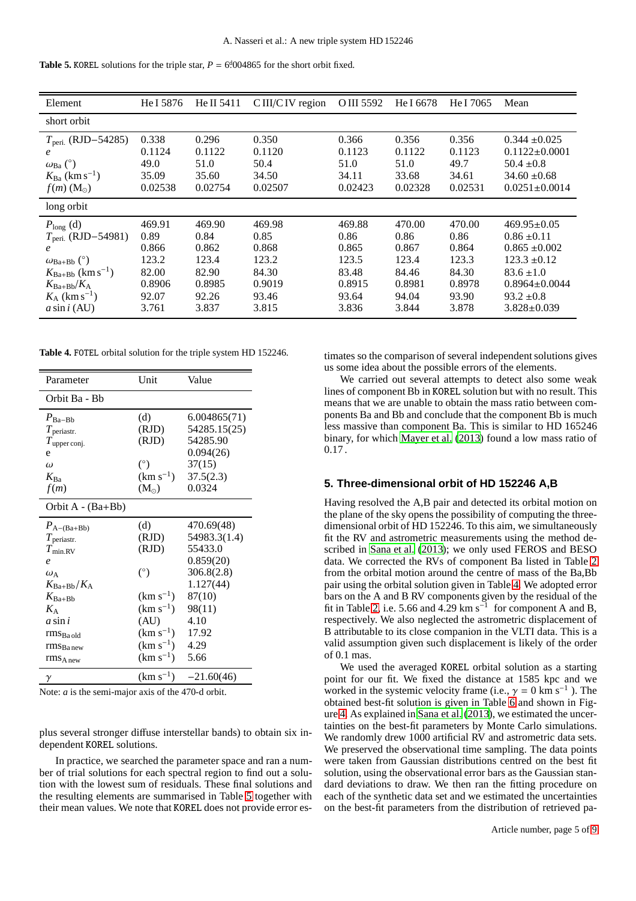**Table 5.** KOREL solutions for the triple star, $P = 6^{\rm d}004865$ for the short orbit fixed.

| Element | He I 5876 | He II 5411 | C III/C IV region | O III 5592 | He I 6678 | He I 7065 | Mean |
|---|---|---|---|---|---|---|---|
| short orbit | | | | | | | |
| $T_{\rm peri.}$ (RJD−54285) | 0.338 | 0.296 | 0.350 | 0.366 | 0.356 | 0.356 | 0.344 ±0.025 |
| $e$ | 0.1124 | 0.1122 | 0.1120 | 0.1123 | 0.1122 | 0.1123 | 0.1122±0.0001 |
| $\omega_{\rm Ba}$ (°) | 49.0 | 51.0 | 50.4 | 51.0 | 51.0 | 49.7 | 50.4 ±0.8 |
| $K_{\rm Ba}$ (km s$^{-1}$) | 35.09 | 35.60 | 34.50 | 34.11 | 33.68 | 34.61 | 34.60 ±0.68 |
| $f(m)$ (M$_\odot$) | 0.02538 | 0.02754 | 0.02507 | 0.02423 | 0.02328 | 0.02531 | 0.0251±0.0014 |
| long orbit | | | | | | | |
| $P_{\rm long}$ (d) | 469.91 | 469.90 | 469.98 | 469.88 | 470.00 | 470.00 | 469.95±0.05 |
| $T_{\rm peri.}$ (RJD−54981) | 0.89 | 0.84 | 0.85 | 0.86 | 0.86 | 0.86 | 0.86 ±0.11 |
| $e$ | 0.866 | 0.862 | 0.868 | 0.865 | 0.867 | 0.864 | 0.865 ±0.002 |
| $\omega_{\rm Ba+Bb}$ (°) | 123.2 | 123.4 | 123.2 | 123.5 | 123.4 | 123.3 | 123.3 ±0.12 |
| $K_{\rm Ba+Bb}$ (km s$^{-1}$) | 82.00 | 82.90 | 84.30 | 83.48 | 84.46 | 84.30 | 83.6 ±1.0 |
| $K_{\rm Ba+Bb}/K_{\rm A}$ | 0.8906 | 0.8985 | 0.9019 | 0.8915 | 0.8981 | 0.8978 | 0.8964±0.0044 |
| $K_{\rm A}$ (km s$^{-1}$) | 92.07 | 92.26 | 93.46 | 93.64 | 94.04 | 93.90 | 93.2 ±0.8 |
| $a \sin i$ (AU) | 3.761 | 3.837 | 3.815 | 3.836 | 3.844 | 3.878 | 3.828±0.039 |

**Table 4.** FOTEL orbital solution for the triple system HD 152246.

| Parameter | Unit | Value |
|---|---|---|
| Orbit Ba - Bb | | |
| $P_{\rm Ba-Bb}$ | (d) | 6.004865(71) |
| $T_{\rm periastr.}$ | (RJD) | 54285.15(25) |
| $T_{\rm upper\,conj.}$ | (RJD) | 54285.90 |
| e | | 0.094(26) |
| $\omega$ | (°) | 37(15) |
| $K_{\rm Ba}$ | (km s$^{-1}$) | 37.5(2.3) |
| $f(m)$ | (M$_\odot$) | 0.0324 |
| Orbit A - (Ba+Bb) | | |
| $P_{\rm A-(Ba+Bb)}$ | (d) | 470.69(48) |
| $T_{\rm periastr.}$ | (RJD) | 54983.3(1.4) |
| $T_{\rm min.RV}$ | (RJD) | 55433.0 |
| $e$ | | 0.859(20) |
| $\omega_{\rm A}$ | (°) | 306.8(2.8) |
| $K_{\rm Ba+Bb}/K_{\rm A}$ | | 1.127(44) |
| $K_{\rm Ba+Bb}$ | (km s$^{-1}$) | 87(10) |
| $K_{\rm A}$ | (km s$^{-1}$) | 98(11) |
| $a \sin i$ | (AU) | 4.10 |
| rms$_{\rm Ba\,old}$ | (km s$^{-1}$) | 17.92 |
| rms$_{\rm Ba\,new}$ | (km s$^{-1}$) | 4.29 |
| rms$_{\rm A\,new}$ | (km s$^{-1}$) | 5.66 |
| $\gamma$ | (km s$^{-1}$) | −21.60(46) |

Note: $a$ is the semi-major axis of the 470-d orbit.

plus several stronger diffuse interstellar bands) to obtain six independent KOREL solutions.

In practice, we searched the parameter space and ran a number of trial solutions for each spectral region to find out a solution with the lowest sum of residuals. These final solutions and the resulting elements are summarised in Table 5 together with their mean values. We note that KOREL does not provide error estimates so the comparison of several independent solutions gives us some idea about the possible errors of the elements.

We carried out several attempts to detect also some weak lines of component Bb in KOREL solution but with no result. This means that we are unable to obtain the mass ratio between components Ba and Bb and conclude that the component Bb is much less massive than component Ba. This is similar to HD 165246 binary, for which Mayer et al. (2013) found a low mass ratio of 0.17.

## 5. Three-dimensional orbit of HD 152246 A,B

Having resolved the A,B pair and detected its orbital motion on the plane of the sky opens the possibility of computing the three-dimensional orbit of HD 152246. To this aim, we simultaneously fit the RV and astrometric measurements using the method described in Sana et al. (2013); we only used FEROS and BESO data. We corrected the RVs of component Ba listed in Table 2 from the orbital motion around the centre of mass of the Ba,Bb pair using the orbital solution given in Table 4. We adopted error bars on the A and B RV components given by the residual of the fit in Table 2, i.e. 5.66 and 4.29 km s$^{-1}$ for component A and B, respectively. We also neglected the astrometric displacement of B attributable to its close companion in the VLTI data. This is a valid assumption given such displacement is likely of the order of 0.1 mas.

We used the averaged KOREL orbital solution as a starting point for our fit. We fixed the distance at 1585 kpc and we worked in the systemic velocity frame (i.e., $\gamma = 0$ km s$^{-1}$ ). The obtained best-fit solution is given in Table 6 and shown in Figure 4. As explained in Sana et al. (2013), we estimated the uncertainties on the best-fit parameters by Monte Carlo simulations. We randomly drew 1000 artificial RV and astrometric data sets. We preserved the observational time sampling. The data points were taken from Gaussian distributions centred on the best fit solution, using the observational error bars as the Gaussian standard deviations to draw. We then ran the fitting procedure on each of the synthetic data set and we estimated the uncertainties on the best-fit parameters from the distribution of retrieved pa-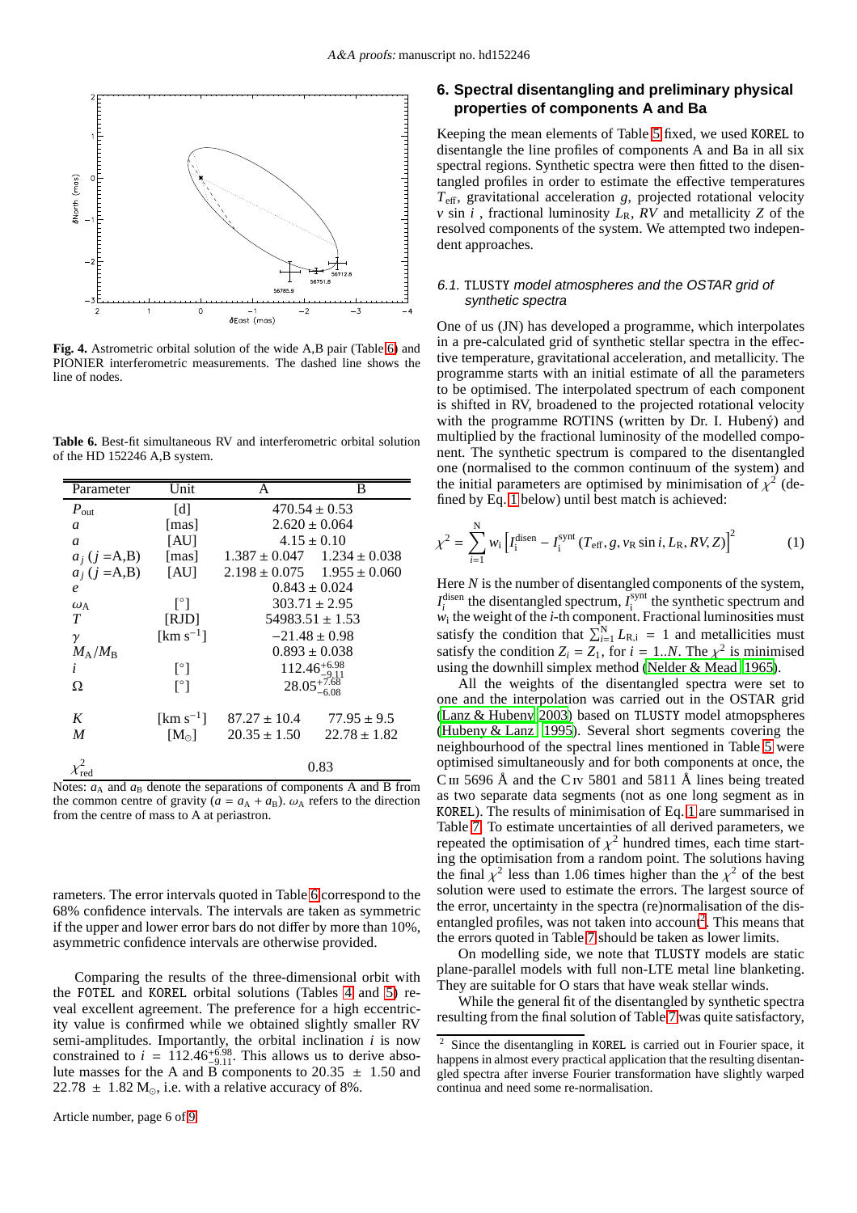**Fig. 4.** Astrometric orbital solution of the wide A,B pair (Table 6) and PIONIER interferometric measurements. The dashed line shows the line of nodes.

**Table 6.** Best-fit simultaneous RV and interferometric orbital solution of the HD 152246 A,B system.

| Parameter | Unit | A | B |
|---|---|---|---|
| $P_{\rm out}$ | [d] | $470.54 \pm 0.53$ | |
| $a$ | [mas] | $2.620 \pm 0.064$ | |
| $a$ | [AU] | $4.15 \pm 0.10$ | |
| $a_j$ ($j$ =A,B) | [mas] | $1.387 \pm 0.047$ | $1.234 \pm 0.038$ |
| $a_j$ ($j$ =A,B) | [AU] | $2.198 \pm 0.075$ | $1.955 \pm 0.060$ |
| $e$ | | $0.843 \pm 0.024$ | |
| $\omega_{\rm A}$ | [°] | $303.71 \pm 2.95$ | |
| $T$ | [RJD] | $54983.51 \pm 1.53$ | |
| $\gamma$ | [km s$^{-1}$] | $-21.48 \pm 0.98$ | |
| $M_{\rm A}/M_{\rm B}$ | | $0.893 \pm 0.038$ | |
| $i$ | [°] | $112.46^{+6.98}_{-9.11}$ | |
| $\Omega$ | [°] | $28.05^{+7.68}_{-6.08}$ | |
| $K$ | [km s$^{-1}$] | $87.27 \pm 10.4$ | $77.95 \pm 9.5$ |
| $M$ | [M$_\odot$] | $20.35 \pm 1.50$ | $22.78 \pm 1.82$ |
| $\chi^2_{\rm red}$ | | $0.83$ | |

Notes: $a_{\rm A}$ and $a_{\rm B}$ denote the separations of components A and B from the common centre of gravity ($a = a_{\rm A} + a_{\rm B}$). $\omega_{\rm A}$ refers to the direction from the centre of mass to A at periastron.

rameters. The error intervals quoted in Table 6 correspond to the 68% confidence intervals. The intervals are taken as symmetric if the upper and lower error bars do not differ by more than 10%, asymmetric confidence intervals are otherwise provided.

Comparing the results of the three-dimensional orbit with the FOTEL and KOREL orbital solutions (Tables 4 and 5) reveal excellent agreement. The preference for a high eccentricity value is confirmed while we obtained slightly smaller RV semi-amplitudes. Importantly, the orbital inclination $i$ is now constrained to $i = 112.46^{+6.98}_{-9.11}$. This allows us to derive absolute masses for the A and B components to $20.35 \pm 1.50$ and $22.78 \pm 1.82$ M$_\odot$, i.e. with a relative accuracy of 8%.

## 6. Spectral disentangling and preliminary physical properties of components A and Ba

Keeping the mean elements of Table 5 fixed, we used KOREL to disentangle the line profiles of components A and Ba in all six spectral regions. Synthetic spectra were then fitted to the disentangled profiles in order to estimate the effective temperatures $T_{\rm eff}$, gravitational acceleration $g$, projected rotational velocity $v \sin i$ , fractional luminosity $L_{\rm R}$, $RV$ and metallicity $Z$ of the resolved components of the system. We attempted two independent approaches.

### 6.1. TLUSTY *model atmospheres and the OSTAR grid of synthetic spectra*

One of us (JN) has developed a programme, which interpolates in a pre-calculated grid of synthetic stellar spectra in the effective temperature, gravitational acceleration, and metallicity. The programme starts with an initial estimate of all the parameters to be optimised. The interpolated spectrum of each component is shifted in RV, broadened to the projected rotational velocity with the programme ROTINS (written by Dr. I. Hubený) and multiplied by the fractional luminosity of the modelled component. The synthetic spectrum is compared to the disentangled one (normalised to the common continuum of the system) and the initial parameters are optimised by minimisation of $\chi^2$ (defined by Eq. 1 below) until best match is achieved:

$$\chi^2 = \sum_{i=1}^{N} w_i \left[ I_i^{\rm disen} - I_i^{\rm synt}\left(T_{\rm eff}, g, v_{\rm R}\sin i, L_{\rm R}, RV, Z\right)\right]^2 \qquad (1)$$

Here $N$ is the number of disentangled components of the system, $I_i^{\rm disen}$ the disentangled spectrum, $I_i^{\rm synt}$ the synthetic spectrum and $w_i$ the weight of the $i$-th component. Fractional luminosities must satisfy the condition that $\sum_{i=1}^{N} L_{{\rm R},i} = 1$ and metallicities must satisfy the condition $Z_i = Z_1$, for $i = 1..N$. The $\chi^2$ is minimised using the downhill simplex method (Nelder & Mead 1965).

All the weights of the disentangled spectra were set to one and the interpolation was carried out in the OSTAR grid (Lanz & Hubeny 2003) based on TLUSTY model atmopspheres (Hubeny & Lanz 1995). Several short segments covering the neighbourhood of the spectral lines mentioned in Table 5 were optimised simultaneously and for both components at once, the C III 5696 Å and the C IV 5801 and 5811 Å lines being treated as two separate data segments (not as one long segment as in KOREL). The results of minimisation of Eq. 1 are summarised in Table 7. To estimate uncertainties of all derived parameters, we repeated the optimisation of $\chi^2$ hundred times, each time starting the optimisation from a random point. The solutions having the final $\chi^2$ less than 1.06 times higher than the $\chi^2$ of the best solution were used to estimate the errors. The largest source of the error, uncertainty in the spectra (re)normalisation of the disentangled profiles, was not taken into account[2]. This means that the errors quoted in Table 7 should be taken as lower limits.

On modelling side, we note that TLUSTY models are static plane-parallel models with full non-LTE metal line blanketing. They are suitable for O stars that have weak stellar winds.

While the general fit of the disentangled by synthetic spectra resulting from the final solution of Table 7 was quite satisfactory,

[2] Since the disentangling in KOREL is carried out in Fourier space, it happens in almost every practical application that the resulting disentangled spectra after inverse Fourier transformation have slightly warped continua and need some re-normalisation.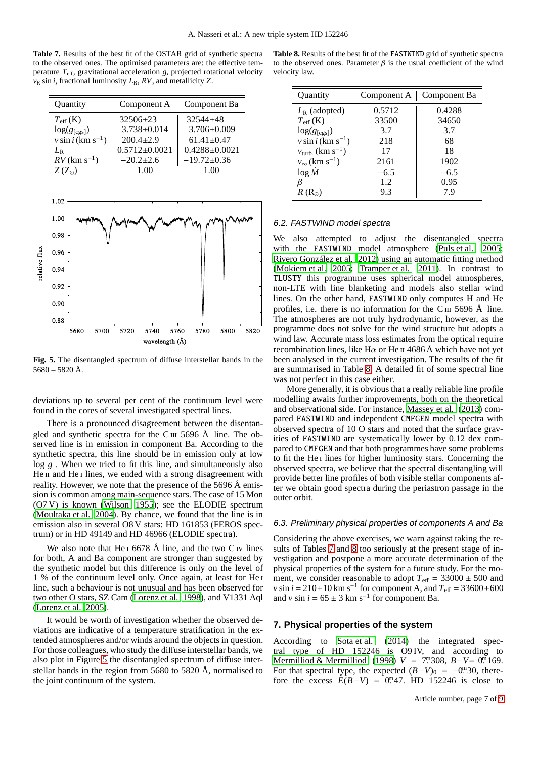**Table 7.** Results of the best fit of the OSTAR grid of synthetic spectra to the observed ones. The optimised parameters are: the effective temperature $T_{\rm eff}$, gravitational acceleration $g$, projected rotational velocity $v_{\rm R} \sin i$, fractional luminosity $L_{\rm R}$, $RV$, and metallicity $Z$.

| Quantity | Component A | Component Ba |
|---|---|---|
| $T_{\rm eff}$ (K) | 32506±23 | 32544±48 |
| $\log(g_{\rm [cgs]})$ | 3.738±0.014 | 3.706±0.009 |
| $v \sin i$ (km s$^{-1}$) | 200.4±2.9 | 61.41±0.47 |
| $L_{\rm R}$ | 0.5712±0.0021 | 0.4288±0.0021 |
| $RV$ (km s$^{-1}$) | −20.2±2.6 | −19.72±0.36 |
| $Z$ ($Z_\odot$) | 1.00 | 1.00 |

**Fig. 5.** The disentangled spectrum of diffuse interstellar bands in the 5680 – 5820 Å.

deviations up to several per cent of the continuum level were found in the cores of several investigated spectral lines.

There is a pronounced disagreement between the disentangled and synthetic spectra for the C III 5696 Å line. The observed line is in emission in component Ba. According to the synthetic spectra, this line should be in emission only at low $\log g$ . When we tried to fit this line, and simultaneously also He II and He I lines, we ended with a strong disagreement with reality. However, we note that the presence of the 5696 Å emission is common among main-sequence stars. The case of 15 Mon (O7 V) is known (Wilson 1955); see the ELODIE spectrum (Moultaka et al. 2004). By chance, we found that the line is in emission also in several O8 V stars: HD 161853 (FEROS spectrum) or in HD 49149 and HD 46966 (ELODIE spectra).

We also note that He I 6678 Å line, and the two C IV lines for both, A and Ba component are stronger than suggested by the synthetic model but this difference is only on the level of 1 % of the continuum level only. Once again, at least for He I line, such a behaviour is not unusual and has been observed for two other O stars, SZ Cam (Lorenz et al. 1998), and V1331 Aql (Lorenz et al. 2005).

It would be worth of investigation whether the observed deviations are indicative of a temperature stratification in the extended atmospheres and/or winds around the objects in question. For those colleagues, who study the diffuse interstellar bands, we also plot in Figure 5 the disentangled spectrum of diffuse interstellar bands in the region from 5680 to 5820 Å, normalised to the joint continuum of the system.

**Table 8.** Results of the best fit of the FASTWIND grid of synthetic spectra to the observed ones. Parameter $\beta$ is the usual coefficient of the wind velocity law.

| Quantity | Component A | Component Ba |
|---|---|---|
| $L_{\rm R}$ (adopted) | 0.5712 | 0.4288 |
| $T_{\rm eff}$ (K) | 33500 | 34650 |
| $\log(g_{\rm [cgs]})$ | 3.7 | 3.7 |
| $v \sin i$ (km s$^{-1}$) | 218 | 68 |
| $v_{\rm turb.}$ (km s$^{-1}$) | 17 | 18 |
| $v_\infty$ (km s$^{-1}$) | 2161 | 1902 |
| $\log \dot{M}$ | −6.5 | −6.5 |
| $\beta$ | 1.2 | 0.95 |
| $R$ ($R_\odot$) | 9.3 | 7.9 |

### 6.2. FASTWIND model spectra

We also attempted to adjust the disentangled spectra with the FASTWIND model atmosphere (Puls et al. 2005; Rivero González et al. 2012) using an automatic fitting method (Mokiem et al. 2005; Tramper et al. 2011). In contrast to TLUSTY this programme uses spherical model atmospheres, non-LTE with line blanketing and models also stellar wind lines. On the other hand, FASTWIND only computes H and He profiles, i.e. there is no information for the C III 5696 Å line. The atmospheres are not truly hydrodynamic, however, as the programme does not solve for the wind structure but adopts a wind law. Accurate mass loss estimates from the optical require recombination lines, like H$\alpha$ or He II 4686 Å which have not yet been analysed in the current investigation. The results of the fit are summarised in Table 8. A detailed fit of some spectral line was not perfect in this case either.

More generally, it is obvious that a really reliable line profile modelling awaits further improvements, both on the theoretical and observational side. For instance, Massey et al. (2013) compared FASTWIND and independent CMFGEN model spectra with observed spectra of 10 O stars and noted that the surface gravities of FASTWIND are systematically lower by 0.12 dex compared to CMFGEN and that both programmes have some problems to fit the He I lines for higher luminosity stars. Concerning the observed spectra, we believe that the spectral disentangling will provide better line profiles of both visible stellar components after we obtain good spectra during the periastron passage in the outer orbit.

### 6.3. Preliminary physical properties of components A and Ba

Considering the above exercises, we warn against taking the results of Tables 7 and 8 too seriously at the present stage of investigation and postpone a more accurate determination of the physical properties of the system for a future study. For the moment, we consider reasonable to adopt $T_{\rm eff}$ = 33000 ± 500 and $v \sin i = 210 \pm 10$ km s$^{-1}$ for component A, and $T_{\rm eff} = 33600 \pm 600$ and $v \sin i = 65 \pm 3$ km s$^{-1}$ for component Ba.

## 7. Physical properties of the system

According to Sota et al. (2014) the integrated spectral type of HD 152246 is O9 IV, and according to Mermilliod & Mermilliod (1998) $V$ = 7$^{\rm m}$308, $B-V$= 0$^{\rm m}$169. For that spectral type, the expected $(B-V)_0$ = −0$^{\rm m}$30, therefore the excess $E(B-V)$ = 0$^{\rm m}$47. HD 152246 is close to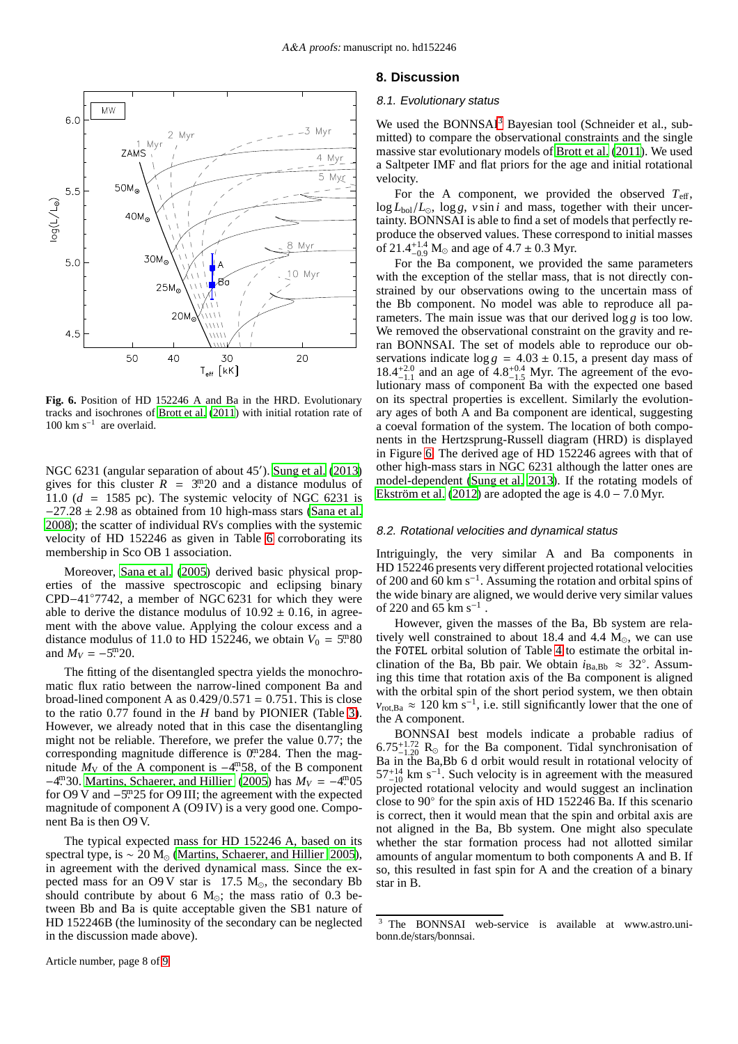**Fig. 6.** Position of HD 152246 A and Ba in the HRD. Evolutionary tracks and isochrones of Brott et al. (2011) with initial rotation rate of 100 km s$^{-1}$ are overlaid.

NGC 6231 (angular separation of about 45′). Sung et al. (2013) gives for this cluster $R = 3^{m}20$ and a distance modulus of 11.0 ($d = 1585$ pc). The systemic velocity of NGC 6231 is $-27.28 \pm 2.98$ as obtained from 10 high-mass stars (Sana et al. 2008); the scatter of individual RVs complies with the systemic velocity of HD 152246 as given in Table 6 corroborating its membership in Sco OB 1 association.

Moreover, Sana et al. (2005) derived basic physical properties of the massive spectroscopic and eclipsing binary CPD−41°7742, a member of NGC 6231 for which they were able to derive the distance modulus of $10.92 \pm 0.16$, in agreement with the above value. Applying the colour excess and a distance modulus of 11.0 to HD 152246, we obtain $V_0 = 5^{m}80$ and $M_V = -5^{m}20$.

The fitting of the disentangled spectra yields the monochromatic flux ratio between the narrow-lined component Ba and broad-lined component A as $0.429/0.571 = 0.751$. This is close to the ratio 0.77 found in the $H$ band by PIONIER (Table 3). However, we already noted that in this case the disentangling might not be reliable. Therefore, we prefer the value 0.77; the corresponding magnitude difference is $0^{m}284$. Then the magnitude $M_V$ of the A component is $-4^{m}58$, of the B component $-4^{m}30$. Martins, Schaerer, and Hillier (2005) has $M_V = -4^{m}05$ for O9 V and $-5^{m}25$ for O9 III; the agreement with the expected magnitude of component A (O9 IV) is a very good one. Component Ba is then O9 V.

The typical expected mass for HD 152246 A, based on its spectral type, is $\sim 20$ M$_{\odot}$ (Martins, Schaerer, and Hillier 2005), in agreement with the derived dynamical mass. Since the expected mass for an O9 V star is 17.5 M$_{\odot}$, the secondary Bb should contribute by about 6 M$_{\odot}$; the mass ratio of 0.3 between Bb and Ba is quite acceptable given the SB1 nature of HD 152246B (the luminosity of the secondary can be neglected in the discussion made above).

## 8. Discussion

### 8.1. Evolutionary status

We used the BONNSAI[3] Bayesian tool (Schneider et al., submitted) to compare the observational constraints and the single massive star evolutionary models of Brott et al. (2011). We used a Saltpeter IMF and flat priors for the age and initial rotational velocity.

For the A component, we provided the observed $T_{\rm eff}$, $\log L_{\rm bol}/L_{\odot}$, $\log g$, $v \sin i$ and mass, together with their uncertainty. BONNSAI is able to find a set of models that perfectly reproduce the observed values. These correspond to initial masses of $21.4^{+1.4}_{-0.9}$ M$_{\odot}$ and age of $4.7 \pm 0.3$ Myr.

For the Ba component, we provided the same parameters with the exception of the stellar mass, that is not directly constrained by our observations owing to the uncertain mass of the Bb component. No model was able to reproduce all parameters. The main issue was that our derived $\log g$ is too low. We removed the observational constraint on the gravity and reran BONNSAI. The set of models able to reproduce our observations indicate $\log g = 4.03 \pm 0.15$, a present day mass of $18.4^{+2.0}_{-1.1}$ and an age of $4.8^{+0.4}_{-1.5}$ Myr. The agreement of the evolutionary mass of component Ba with the expected one based on its spectral properties is excellent. Similarly the evolutionary ages of both A and Ba component are identical, suggesting a coeval formation of the system. The location of both components in the Hertzsprung-Russell diagram (HRD) is displayed in Figure 6. The derived age of HD 152246 agrees with that of other high-mass stars in NGC 6231 although the latter ones are model-dependent (Sung et al. 2013). If the rotating models of Ekström et al. (2012) are adopted the age is 4.0 − 7.0 Myr.

### 8.2. Rotational velocities and dynamical status

Intriguingly, the very similar A and Ba components in HD 152246 presents very different projected rotational velocities of 200 and 60 km s$^{-1}$. Assuming the rotation and orbital spins of the wide binary are aligned, we would derive very similar values of 220 and 65 km s$^{-1}$ .

However, given the masses of the Ba, Bb system are relatively well constrained to about 18.4 and 4.4 M$_{\odot}$, we can use the FOTEL orbital solution of Table 4 to estimate the orbital inclination of the Ba, Bb pair. We obtain $i_{\rm Ba,Bb} \approx 32^{\circ}$. Assuming this time that rotation axis of the Ba component is aligned with the orbital spin of the short period system, we then obtain $v_{\rm rot,Ba} \approx 120$ km s$^{-1}$, i.e. still significantly lower that the one of the A component.

BONNSAI best models indicate a probable radius of $6.75^{+1.72}_{-1.20}$ R$_{\odot}$ for the Ba component. Tidal synchronisation of Ba in the Ba,Bb 6 d orbit would result in rotational velocity of $57^{+14}_{-10}$ km s$^{-1}$. Such velocity is in agreement with the measured projected rotational velocity and would suggest an inclination close to 90° for the spin axis of HD 152246 Ba. If this scenario is correct, then it would mean that the spin and orbital axis are not aligned in the Ba, Bb system. One might also speculate whether the star formation process had not allotted similar amounts of angular momentum to both components A and B. If so, this resulted in fast spin for A and the creation of a binary star in B.

[3] The BONNSAI web-service is available at www.astro.uni-bonn.de/stars/bonnsai.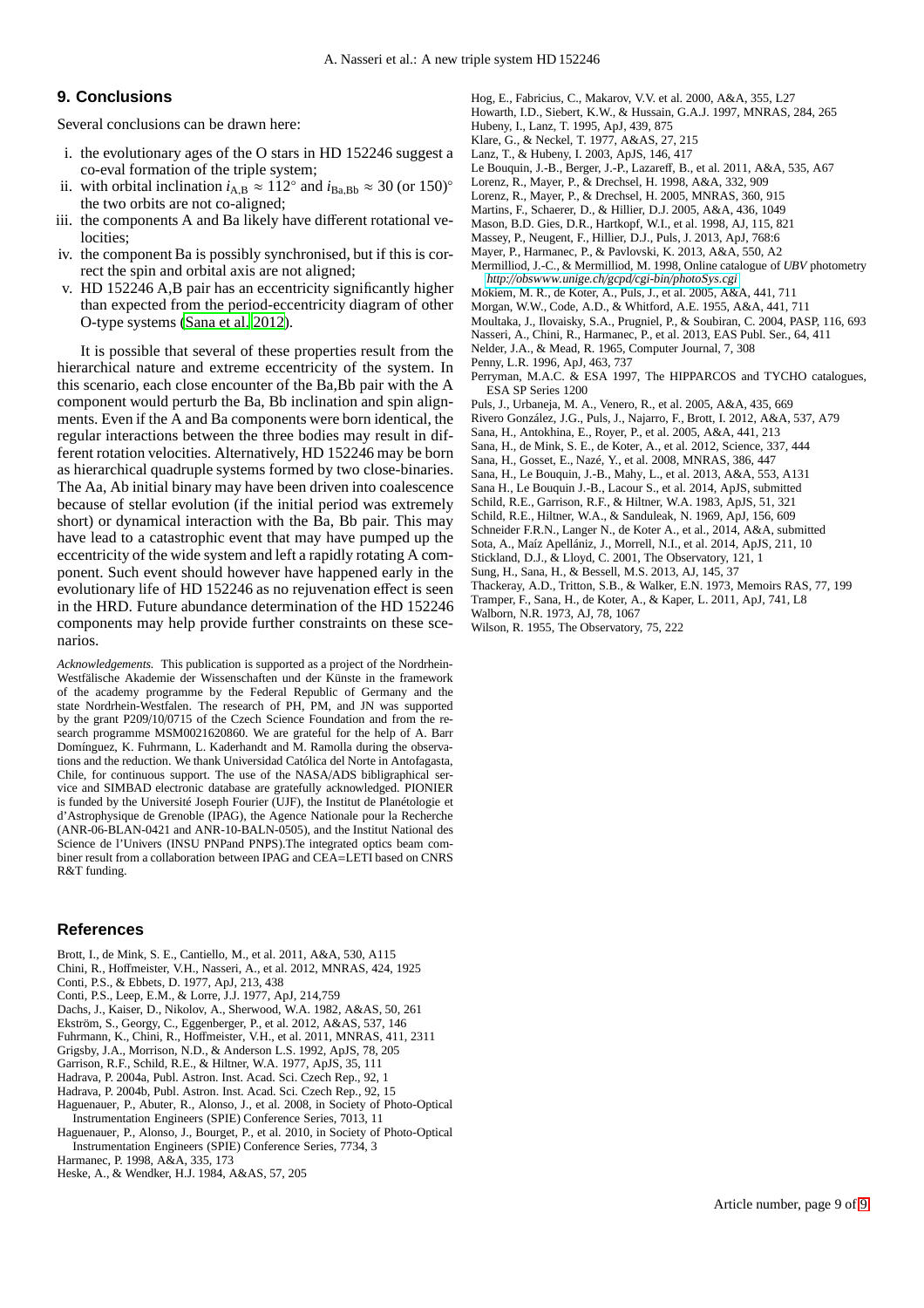## 9. Conclusions

Several conclusions can be drawn here:

i. the evolutionary ages of the O stars in HD 152246 suggest a co-eval formation of the triple system;
ii. with orbital inclination $i_{\rm A,B} \approx 112^\circ$ and $i_{\rm Ba,Bb} \approx 30$ (or 150)$^\circ$ the two orbits are not co-aligned;
iii. the components A and Ba likely have different rotational velocities;
iv. the component Ba is possibly synchronised, but if this is correct the spin and orbital axis are not aligned;
v. HD 152246 A,B pair has an eccentricity significantly higher than expected from the period-eccentricity diagram of other O-type systems (Sana et al. 2012).

It is possible that several of these properties result from the hierarchical nature and extreme eccentricity of the system. In this scenario, each close encounter of the Ba,Bb pair with the A component would perturb the Ba, Bb inclination and spin alignments. Even if the A and Ba components were born identical, the regular interactions between the three bodies may result in different rotation velocities. Alternatively, HD 152246 may be born as hierarchical quadruple systems formed by two close-binaries. The Aa, Ab initial binary may have been driven into coalescence because of stellar evolution (if the initial period was extremely short) or dynamical interaction with the Ba, Bb pair. This may have lead to a catastrophic event that may have pumped up the eccentricity of the wide system and left a rapidly rotating A component. Such event should however have happened early in the evolutionary life of HD 152246 as no rejuvenation effect is seen in the HRD. Future abundance determination of the HD 152246 components may help provide further constraints on these scenarios.

*Acknowledgements.* This publication is supported as a project of the Nordrhein-Westfälische Akademie der Wissenschaften und der Künste in the framework of the academy programme by the Federal Republic of Germany and the state Nordrhein-Westfalen. The research of PH, PM, and JN was supported by the grant P209/10/0715 of the Czech Science Foundation and from the research programme MSM0021620860. We are grateful for the help of A. Barr Domínguez, K. Fuhrmann, L. Kaderhandt and M. Ramolla during the observations and the reduction. We thank Universidad Católica del Norte in Antofagasta, Chile, for continuous support. The use of the NASA/ADS bibligraphical service and SIMBAD electronic database are gratefully acknowledged. PIONIER is funded by the Université Joseph Fourier (UJF), the Institut de Planétologie et d'Astrophysique de Grenoble (IPAG), the Agence Nationale pour la Recherche (ANR-06-BLAN-0421 and ANR-10-BALN-0505), and the Institut National des Science de l'Univers (INSU PNPand PNPS).The integrated optics beam combiner result from a collaboration between IPAG and CEA=LETI based on CNRS R&T funding.

## References

Brott, I., de Mink, S. E., Cantiello, M., et al. 2011, A&A, 530, A115
Chini, R., Hoffmeister, V.H., Nasseri, A., et al. 2012, MNRAS, 424, 1925
Conti, P.S., & Ebbets, D. 1977, ApJ, 213, 438
Conti, P.S., Leep, E.M., & Lorre, J.J. 1977, ApJ, 214,759
Dachs, J., Kaiser, D., Nikolov, A., Sherwood, W.A. 1982, A&AS, 50, 261
Ekström, S., Georgy, C., Eggenberger, P., et al. 2012, A&AS, 537, 146
Fuhrmann, K., Chini, R., Hoffmeister, V.H., et al. 2011, MNRAS, 411, 2311
Grigsby, J.A., Morrison, N.D., & Anderson L.S. 1992, ApJS, 78, 205
Garrison, R.F., Schild, R.E., & Hiltner, W.A. 1977, ApJS, 35, 111
Hadrava, P. 2004a, Publ. Astron. Inst. Acad. Sci. Czech Rep., 92, 1
Hadrava, P. 2004b, Publ. Astron. Inst. Acad. Sci. Czech Rep., 92, 15
Haguenauer, P., Abuter, R., Alonso, J., et al. 2008, in Society of Photo-Optical Instrumentation Engineers (SPIE) Conference Series, 7013, 11
Haguenauer, P., Alonso, J., Bourget, P., et al. 2010, in Society of Photo-Optical Instrumentation Engineers (SPIE) Conference Series, 7734, 3
Harmanec, P. 1998, A&A, 335, 173
Heske, A., & Wendker, H.J. 1984, A&AS, 57, 205
Hog, E., Fabricius, C., Makarov, V.V. et al. 2000, A&A, 355, L27
Howarth, I.D., Siebert, K.W., & Hussain, G.A.J. 1997, MNRAS, 284, 265
Hubeny, I., Lanz, T. 1995, ApJ, 439, 875
Klare, G., & Neckel, T. 1977, A&AS, 27, 215
Lanz, T., & Hubeny, I. 2003, ApJS, 146, 417
Le Bouquin, J.-B., Berger, J.-P., Lazareff, B., et al. 2011, A&A, 535, A67
Lorenz, R., Mayer, P., & Drechsel, H. 1998, A&A, 332, 909
Lorenz, R., Mayer, P., & Drechsel, H. 2005, MNRAS, 360, 915
Martins, F., Schaerer, D., & Hillier, D.J. 2005, A&A, 436, 1049
Mason, B.D. Gies, D.R., Hartkopf, W.I., et al. 1998, AJ, 115, 821
Massey, P., Neugent, F., Hillier, D.J., Puls, J. 2013, ApJ, 768:6
Mayer, P., Harmanec, P., & Pavlovski, K. 2013, A&A, 550, A2
Mermilliod, J.-C., & Mermilliod, M. 1998, Online catalogue of *UBV* photometry *http://obswww.unige.ch/gcpd/cgi-bin/photoSys.cgi*
Mokiem, M. R., de Koter, A., Puls, J., et al. 2005, A&A, 441, 711
Morgan, W.W., Code, A.D., & Whitford, A.E. 1955, A&A, 441, 711
Moultaka, J., Ilovaisky, S.A., Prugniel, P., & Soubiran, C. 2004, PASP, 116, 693
Nasseri, A., Chini, R., Harmanec, P., et al. 2013, EAS Publ. Ser., 64, 411
Nelder, J.A., & Mead, R. 1965, Computer Journal, 7, 308
Penny, L.R. 1996, ApJ, 463, 737
Perryman, M.A.C. & ESA 1997, The HIPPARCOS and TYCHO catalogues, ESA SP Series 1200
Puls, J., Urbaneja, M. A., Venero, R., et al. 2005, A&A, 435, 669
Rivero González, J.G., Puls, J., Najarro, F., Brott, I. 2012, A&A, 537, A79
Sana, H., Antokhina, E., Royer, P., et al. 2005, A&A, 441, 213
Sana, H., de Mink, S. E., de Koter, A., et al. 2012, Science, 337, 444
Sana, H., Gosset, E., Nazé, Y., et al. 2008, MNRAS, 386, 447
Sana, H., Le Bouquin, J.-B., Mahy, L., et al. 2013, A&A, 553, A131
Sana H., Le Bouquin J.-B., Lacour S., et al. 2014, ApJS, submitted
Schild, R.E., Garrison, R.F., & Hiltner, W.A. 1983, ApJS, 51, 321
Schild, R.E., Hiltner, W.A., & Sanduleak, N. 1969, ApJ, 156, 609
Schneider F.R.N., Langer N., de Koter A., et al., 2014, A&A, submitted
Sota, A., Maíz Apellániz, J., Morrell, N.I., et al. 2014, ApJS, 211, 10
Stickland, D.J., & Lloyd, C. 2001, The Observatory, 121, 1
Sung, H., Sana, H., & Bessell, M.S. 2013, AJ, 145, 37
Thackeray, A.D., Tritton, S.B., & Walker, E.N. 1973, Memoirs RAS, 77, 199
Tramper, F., Sana, H., de Koter, A., & Kaper, L. 2011, ApJ, 741, L8
Walborn, N.R. 1973, AJ, 78, 1067
Wilson, R. 1955, The Observatory, 75, 222